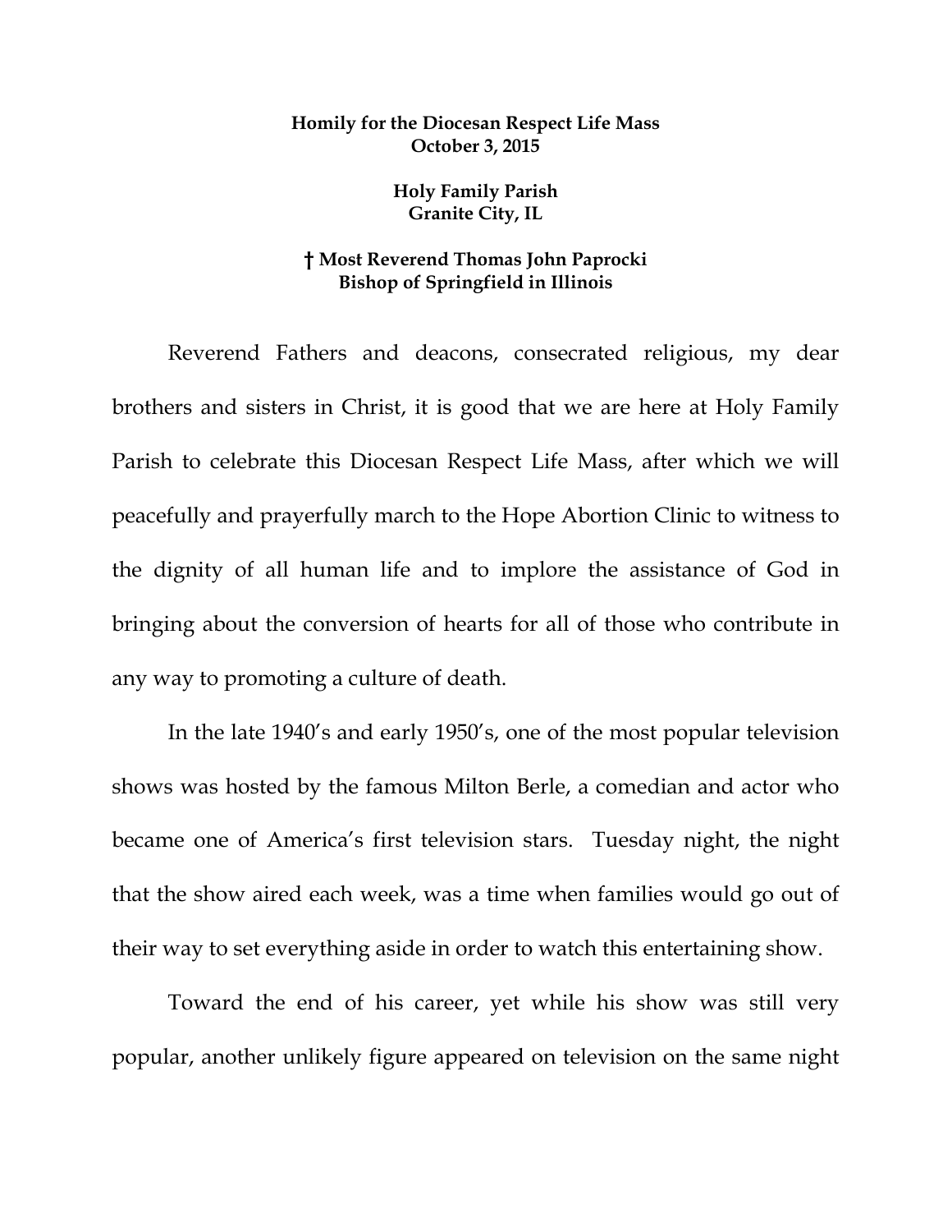**Homily for the Diocesan Respect Life Mass**
**October 3, 2015**

**Holy Family Parish**
**Granite City, IL**

**† Most Reverend Thomas John Paprocki**
**Bishop of Springfield in Illinois**

Reverend Fathers and deacons, consecrated religious, my dear brothers and sisters in Christ, it is good that we are here at Holy Family Parish to celebrate this Diocesan Respect Life Mass, after which we will peacefully and prayerfully march to the Hope Abortion Clinic to witness to the dignity of all human life and to implore the assistance of God in bringing about the conversion of hearts for all of those who contribute in any way to promoting a culture of death.

In the late 1940's and early 1950's, one of the most popular television shows was hosted by the famous Milton Berle, a comedian and actor who became one of America's first television stars. Tuesday night, the night that the show aired each week, was a time when families would go out of their way to set everything aside in order to watch this entertaining show.

Toward the end of his career, yet while his show was still very popular, another unlikely figure appeared on television on the same night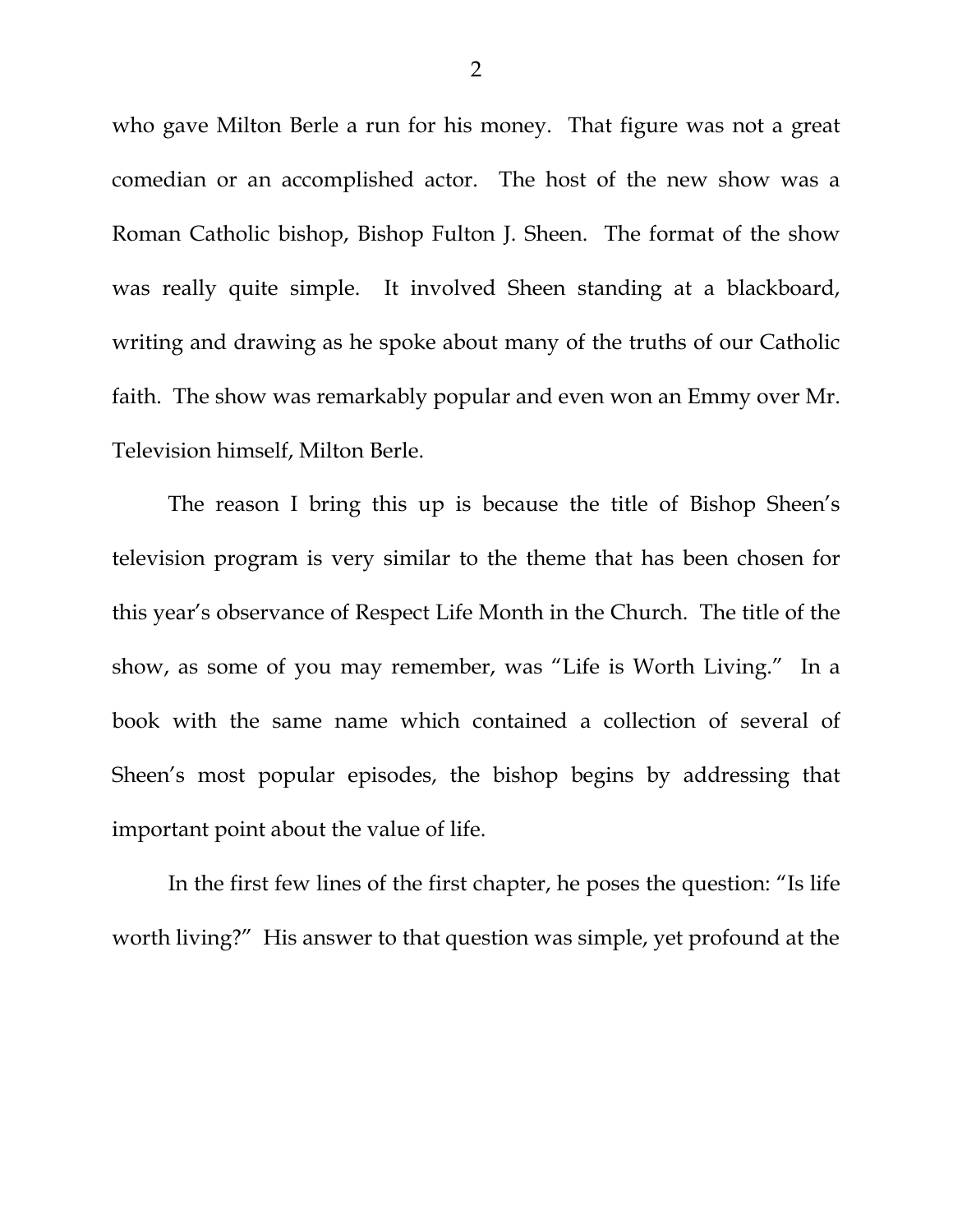who gave Milton Berle a run for his money. That figure was not a great comedian or an accomplished actor. The host of the new show was a Roman Catholic bishop, Bishop Fulton J. Sheen. The format of the show was really quite simple. It involved Sheen standing at a blackboard, writing and drawing as he spoke about many of the truths of our Catholic faith. The show was remarkably popular and even won an Emmy over Mr. Television himself, Milton Berle.

The reason I bring this up is because the title of Bishop Sheen's television program is very similar to the theme that has been chosen for this year's observance of Respect Life Month in the Church. The title of the show, as some of you may remember, was "Life is Worth Living." In a book with the same name which contained a collection of several of Sheen's most popular episodes, the bishop begins by addressing that important point about the value of life.

In the first few lines of the first chapter, he poses the question: "Is life worth living?" His answer to that question was simple, yet profound at the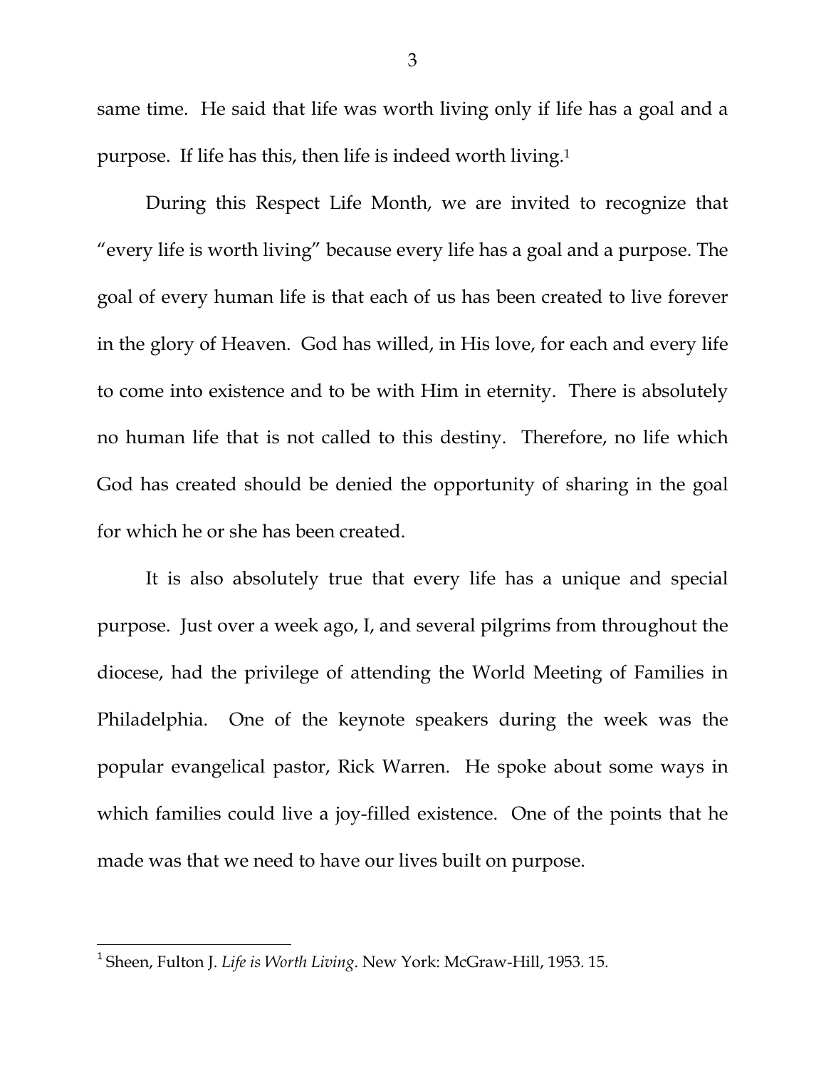same time. He said that life was worth living only if life has a goal and a purpose. If life has this, then life is indeed worth living.[1]

During this Respect Life Month, we are invited to recognize that "every life is worth living" because every life has a goal and a purpose. The goal of every human life is that each of us has been created to live forever in the glory of Heaven. God has willed, in His love, for each and every life to come into existence and to be with Him in eternity. There is absolutely no human life that is not called to this destiny. Therefore, no life which God has created should be denied the opportunity of sharing in the goal for which he or she has been created.

It is also absolutely true that every life has a unique and special purpose. Just over a week ago, I, and several pilgrims from throughout the diocese, had the privilege of attending the World Meeting of Families in Philadelphia. One of the keynote speakers during the week was the popular evangelical pastor, Rick Warren. He spoke about some ways in which families could live a joy-filled existence. One of the points that he made was that we need to have our lives built on purpose.

---

[1] Sheen, Fulton J. *Life is Worth Living*. New York: McGraw-Hill, 1953. 15.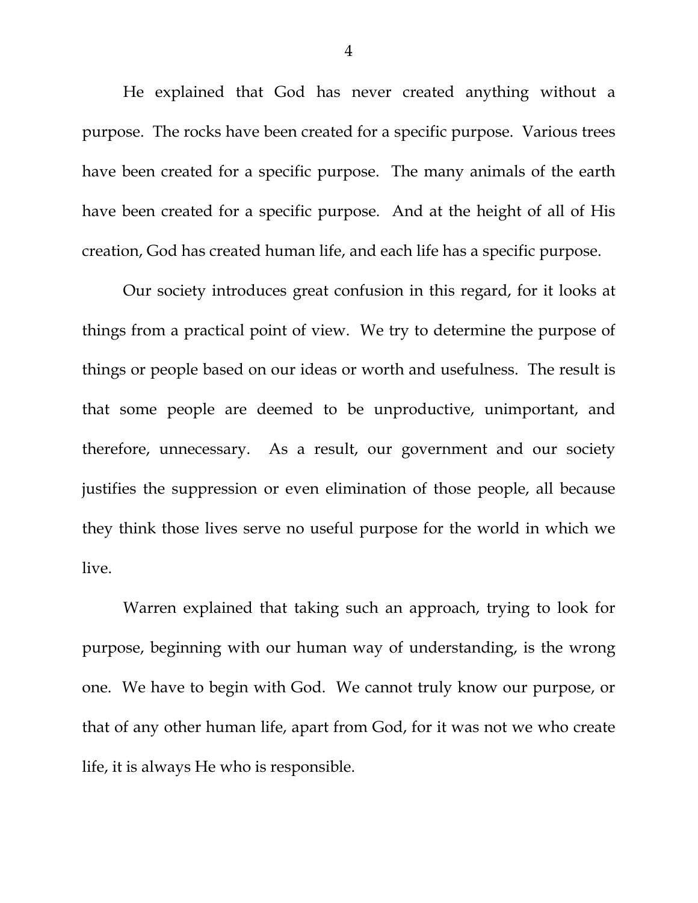He explained that God has never created anything without a purpose. The rocks have been created for a specific purpose. Various trees have been created for a specific purpose. The many animals of the earth have been created for a specific purpose. And at the height of all of His creation, God has created human life, and each life has a specific purpose.

Our society introduces great confusion in this regard, for it looks at things from a practical point of view. We try to determine the purpose of things or people based on our ideas or worth and usefulness. The result is that some people are deemed to be unproductive, unimportant, and therefore, unnecessary. As a result, our government and our society justifies the suppression or even elimination of those people, all because they think those lives serve no useful purpose for the world in which we live.

Warren explained that taking such an approach, trying to look for purpose, beginning with our human way of understanding, is the wrong one. We have to begin with God. We cannot truly know our purpose, or that of any other human life, apart from God, for it was not we who create life, it is always He who is responsible.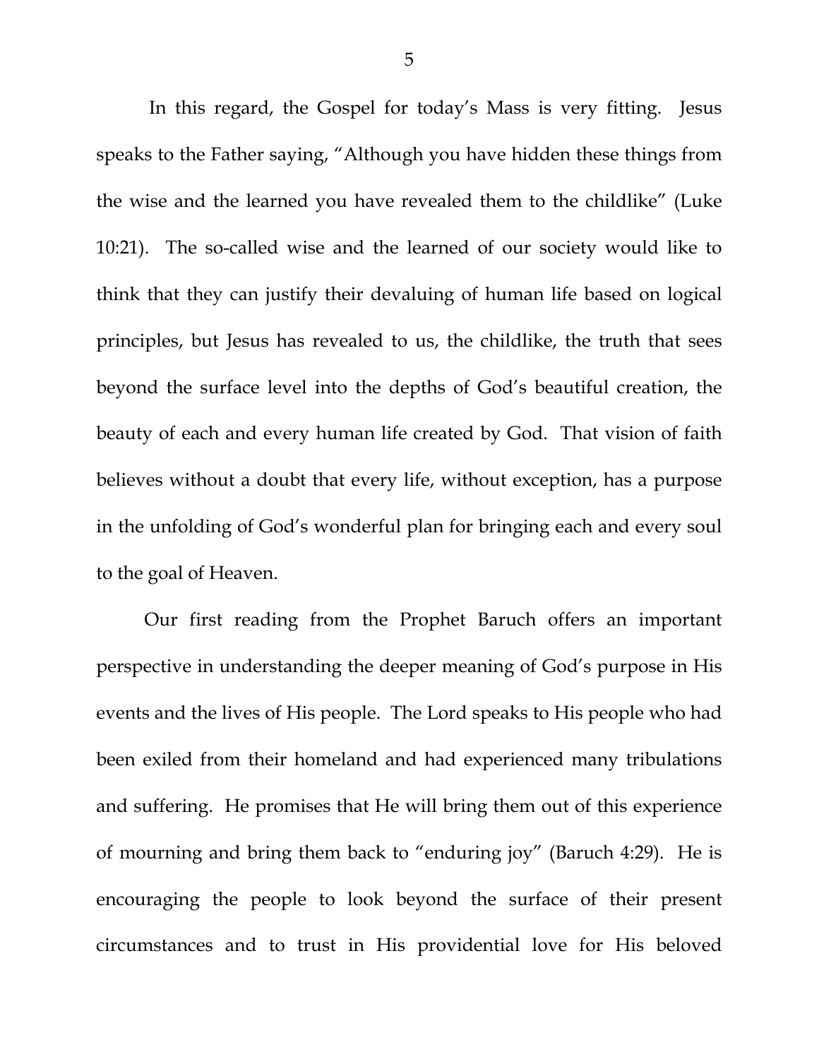In this regard, the Gospel for today's Mass is very fitting. Jesus speaks to the Father saying, "Although you have hidden these things from the wise and the learned you have revealed them to the childlike" (Luke 10:21). The so-called wise and the learned of our society would like to think that they can justify their devaluing of human life based on logical principles, but Jesus has revealed to us, the childlike, the truth that sees beyond the surface level into the depths of God's beautiful creation, the beauty of each and every human life created by God. That vision of faith believes without a doubt that every life, without exception, has a purpose in the unfolding of God's wonderful plan for bringing each and every soul to the goal of Heaven.

Our first reading from the Prophet Baruch offers an important perspective in understanding the deeper meaning of God's purpose in His events and the lives of His people. The Lord speaks to His people who had been exiled from their homeland and had experienced many tribulations and suffering. He promises that He will bring them out of this experience of mourning and bring them back to "enduring joy" (Baruch 4:29). He is encouraging the people to look beyond the surface of their present circumstances and to trust in His providential love for His beloved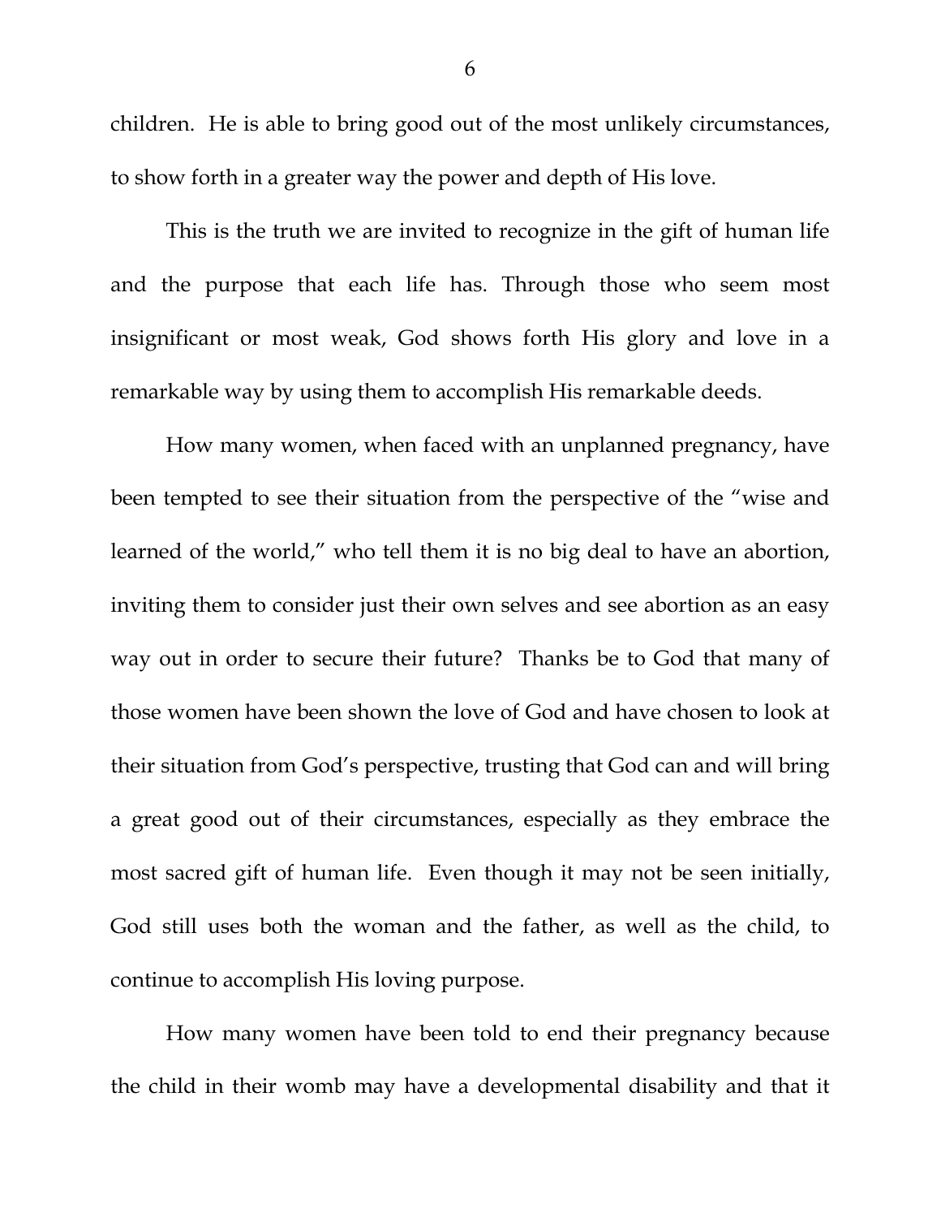children. He is able to bring good out of the most unlikely circumstances, to show forth in a greater way the power and depth of His love.

This is the truth we are invited to recognize in the gift of human life and the purpose that each life has. Through those who seem most insignificant or most weak, God shows forth His glory and love in a remarkable way by using them to accomplish His remarkable deeds.

How many women, when faced with an unplanned pregnancy, have been tempted to see their situation from the perspective of the "wise and learned of the world," who tell them it is no big deal to have an abortion, inviting them to consider just their own selves and see abortion as an easy way out in order to secure their future? Thanks be to God that many of those women have been shown the love of God and have chosen to look at their situation from God's perspective, trusting that God can and will bring a great good out of their circumstances, especially as they embrace the most sacred gift of human life. Even though it may not be seen initially, God still uses both the woman and the father, as well as the child, to continue to accomplish His loving purpose.

How many women have been told to end their pregnancy because the child in their womb may have a developmental disability and that it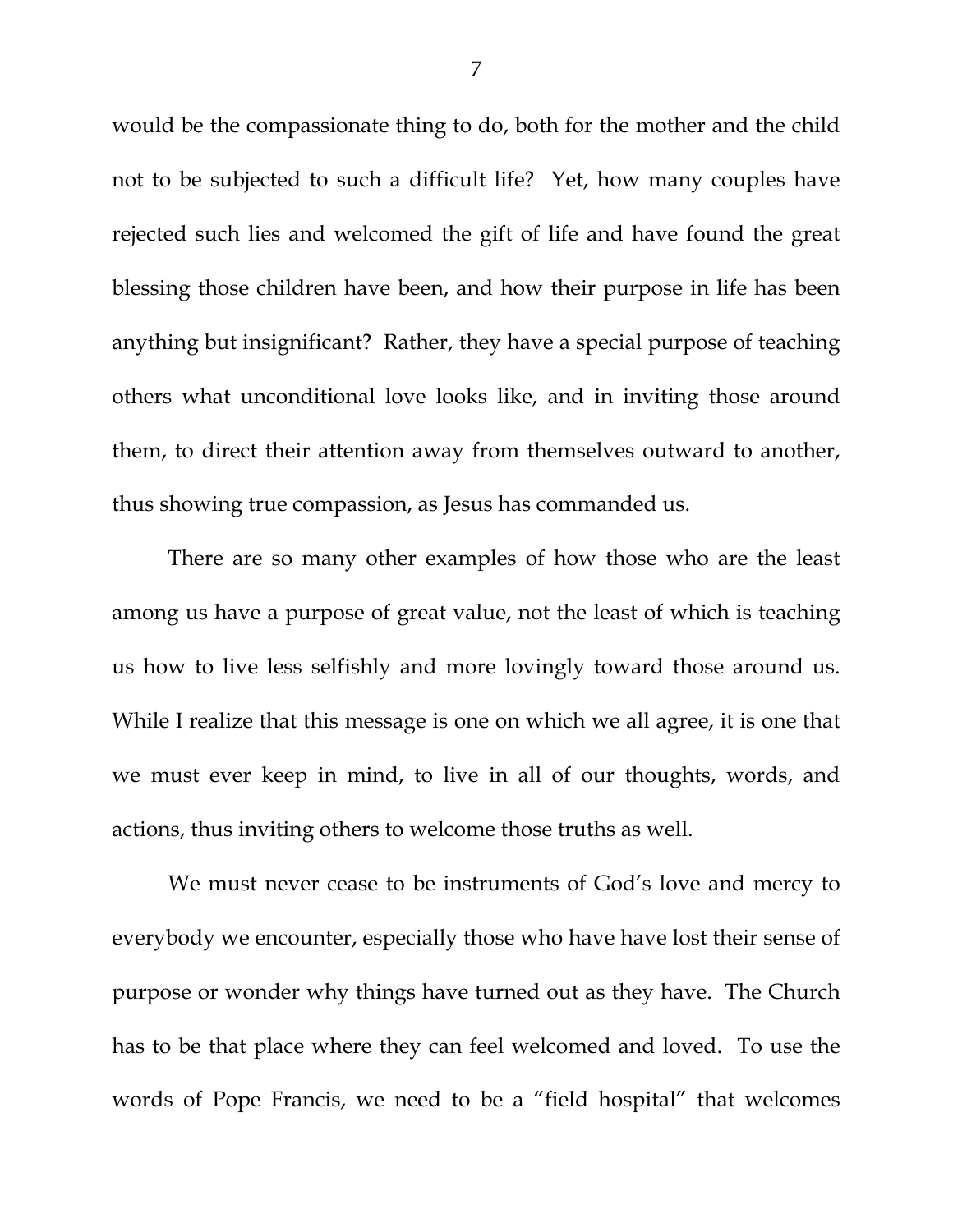would be the compassionate thing to do, both for the mother and the child not to be subjected to such a difficult life? Yet, how many couples have rejected such lies and welcomed the gift of life and have found the great blessing those children have been, and how their purpose in life has been anything but insignificant? Rather, they have a special purpose of teaching others what unconditional love looks like, and in inviting those around them, to direct their attention away from themselves outward to another, thus showing true compassion, as Jesus has commanded us.

There are so many other examples of how those who are the least among us have a purpose of great value, not the least of which is teaching us how to live less selfishly and more lovingly toward those around us. While I realize that this message is one on which we all agree, it is one that we must ever keep in mind, to live in all of our thoughts, words, and actions, thus inviting others to welcome those truths as well.

We must never cease to be instruments of God's love and mercy to everybody we encounter, especially those who have have lost their sense of purpose or wonder why things have turned out as they have. The Church has to be that place where they can feel welcomed and loved. To use the words of Pope Francis, we need to be a "field hospital" that welcomes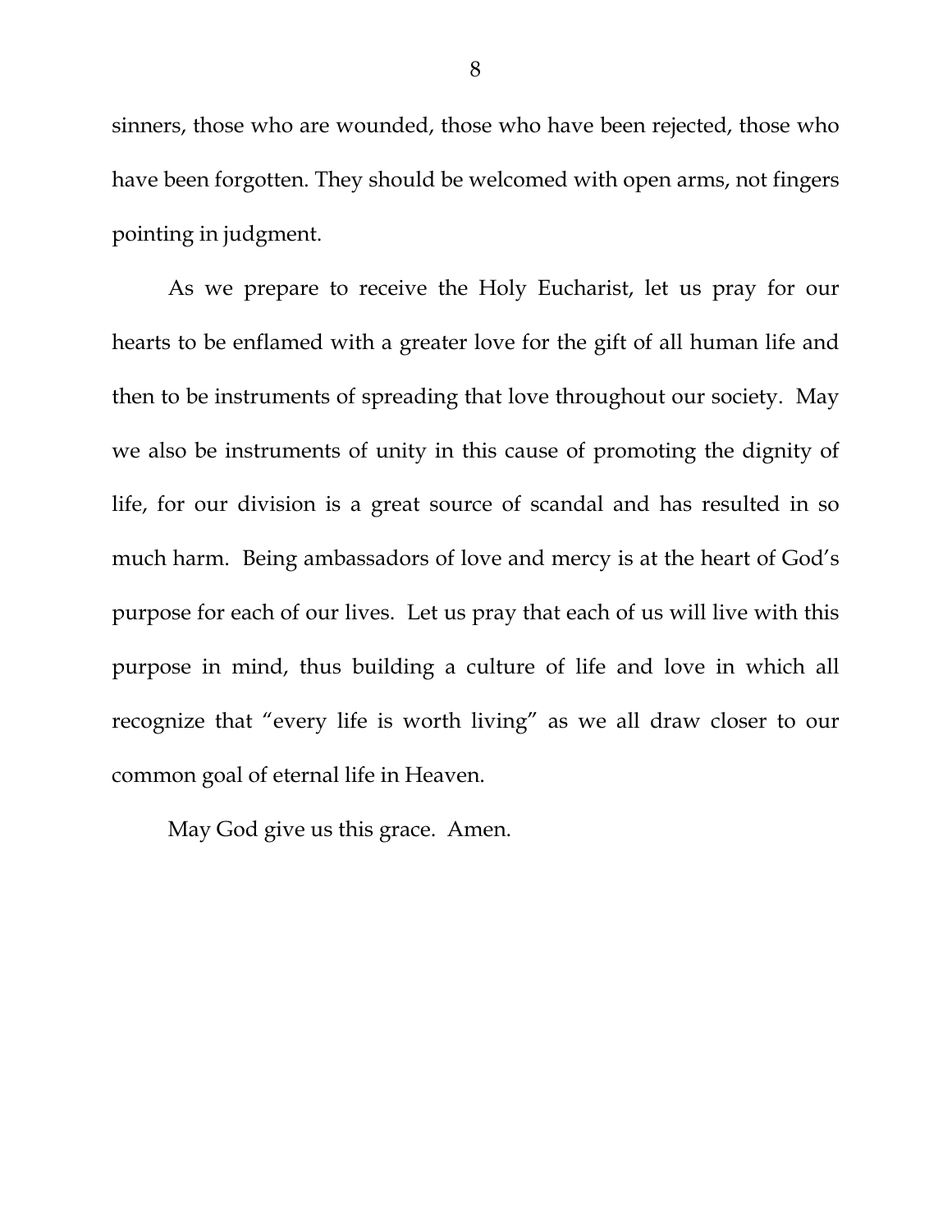sinners, those who are wounded, those who have been rejected, those who have been forgotten. They should be welcomed with open arms, not fingers pointing in judgment.

As we prepare to receive the Holy Eucharist, let us pray for our hearts to be enflamed with a greater love for the gift of all human life and then to be instruments of spreading that love throughout our society. May we also be instruments of unity in this cause of promoting the dignity of life, for our division is a great source of scandal and has resulted in so much harm. Being ambassadors of love and mercy is at the heart of God's purpose for each of our lives. Let us pray that each of us will live with this purpose in mind, thus building a culture of life and love in which all recognize that "every life is worth living" as we all draw closer to our common goal of eternal life in Heaven.

May God give us this grace. Amen.